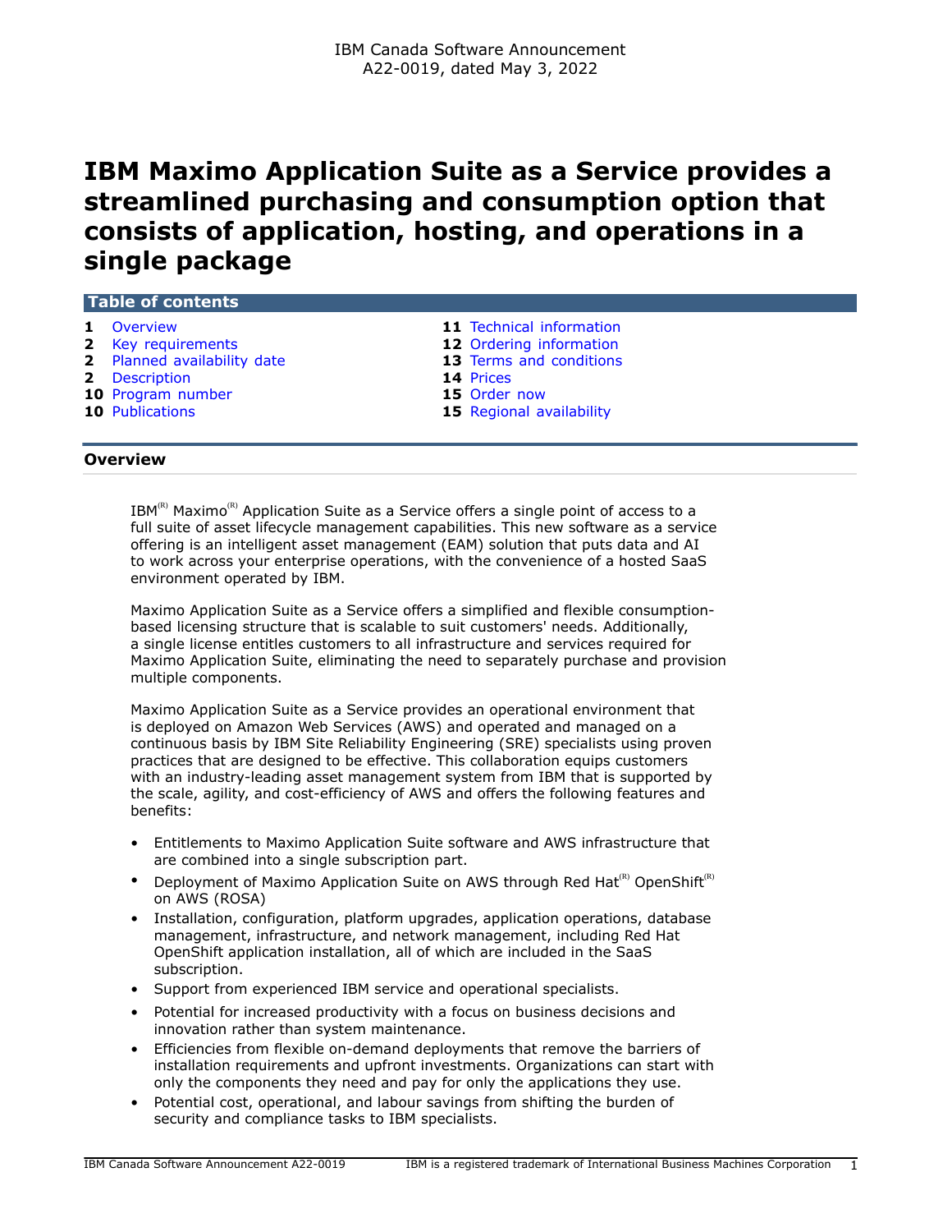IBM Canada Software Announcement
A22-0019, dated May 3, 2022

# IBM Maximo Application Suite as a Service provides a streamlined purchasing and consumption option that consists of application, hosting, and operations in a single package

**Table of contents**

| | | | |
|---|---|---|---|
| **1** | Overview | **11** | Technical information |
| **2** | Key requirements | **12** | Ordering information |
| **2** | Planned availability date | **13** | Terms and conditions |
| **2** | Description | **14** | Prices |
| **10** | Program number | **15** | Order now |
| **10** | Publications | **15** | Regional availability |

## Overview

IBM(R) Maximo(R) Application Suite as a Service offers a single point of access to a full suite of asset lifecycle management capabilities. This new software as a service offering is an intelligent asset management (EAM) solution that puts data and AI to work across your enterprise operations, with the convenience of a hosted SaaS environment operated by IBM.

Maximo Application Suite as a Service offers a simplified and flexible consumption-based licensing structure that is scalable to suit customers' needs. Additionally, a single license entitles customers to all infrastructure and services required for Maximo Application Suite, eliminating the need to separately purchase and provision multiple components.

Maximo Application Suite as a Service provides an operational environment that is deployed on Amazon Web Services (AWS) and operated and managed on a continuous basis by IBM Site Reliability Engineering (SRE) specialists using proven practices that are designed to be effective. This collaboration equips customers with an industry-leading asset management system from IBM that is supported by the scale, agility, and cost-efficiency of AWS and offers the following features and benefits:

- Entitlements to Maximo Application Suite software and AWS infrastructure that are combined into a single subscription part.
- Deployment of Maximo Application Suite on AWS through Red Hat(R) OpenShift(R) on AWS (ROSA)
- Installation, configuration, platform upgrades, application operations, database management, infrastructure, and network management, including Red Hat OpenShift application installation, all of which are included in the SaaS subscription.
- Support from experienced IBM service and operational specialists.
- Potential for increased productivity with a focus on business decisions and innovation rather than system maintenance.
- Efficiencies from flexible on-demand deployments that remove the barriers of installation requirements and upfront investments. Organizations can start with only the components they need and pay for only the applications they use.
- Potential cost, operational, and labour savings from shifting the burden of security and compliance tasks to IBM specialists.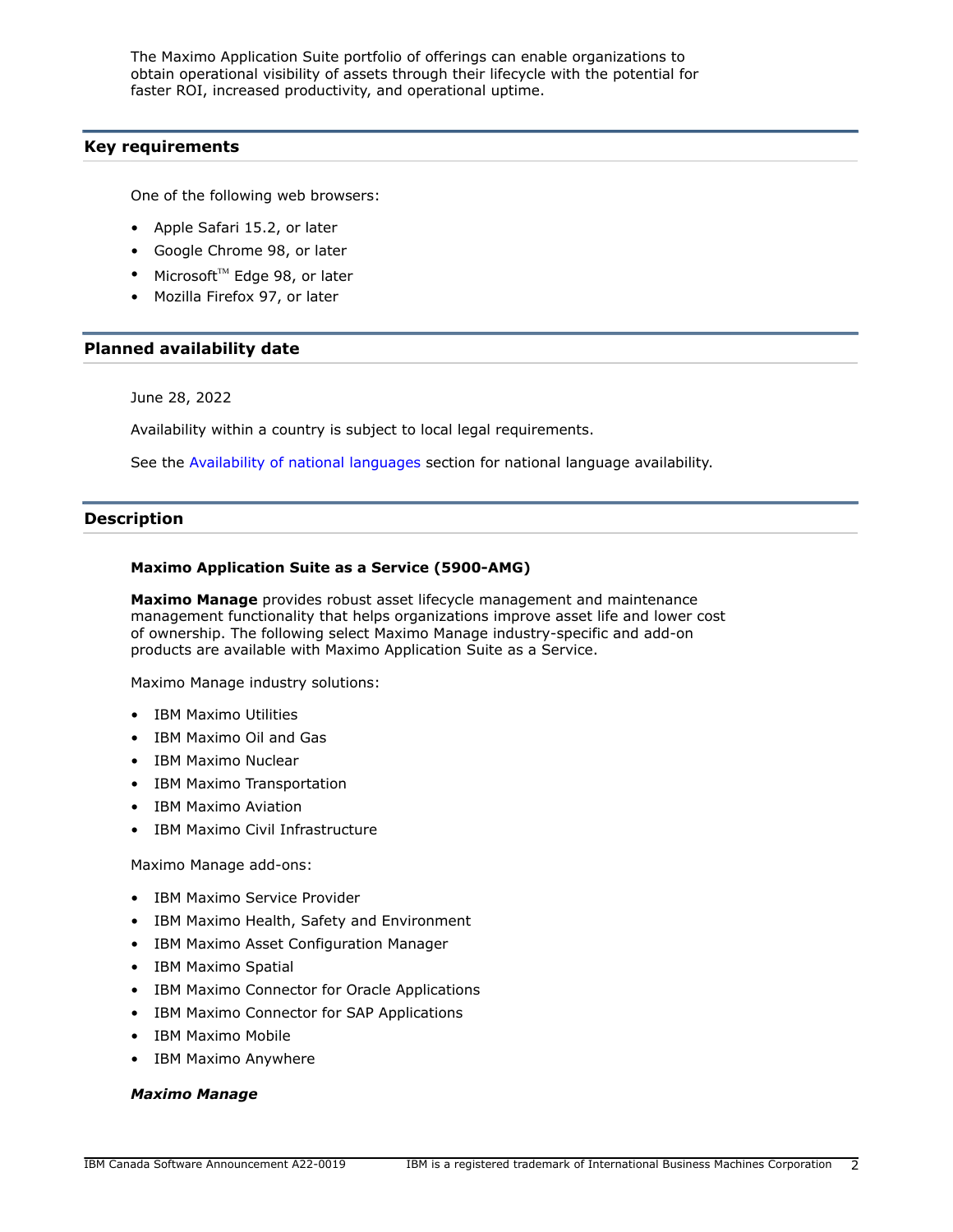The Maximo Application Suite portfolio of offerings can enable organizations to obtain operational visibility of assets through their lifecycle with the potential for faster ROI, increased productivity, and operational uptime.

## Key requirements

One of the following web browsers:

- Apple Safari 15.2, or later
- Google Chrome 98, or later
- Microsoft™ Edge 98, or later
- Mozilla Firefox 97, or later

## Planned availability date

June 28, 2022

Availability within a country is subject to local legal requirements.

See the Availability of national languages section for national language availability.

## Description

**Maximo Application Suite as a Service (5900-AMG)**

**Maximo Manage** provides robust asset lifecycle management and maintenance management functionality that helps organizations improve asset life and lower cost of ownership. The following select Maximo Manage industry-specific and add-on products are available with Maximo Application Suite as a Service.

Maximo Manage industry solutions:

- IBM Maximo Utilities
- IBM Maximo Oil and Gas
- IBM Maximo Nuclear
- IBM Maximo Transportation
- IBM Maximo Aviation
- IBM Maximo Civil Infrastructure

Maximo Manage add-ons:

- IBM Maximo Service Provider
- IBM Maximo Health, Safety and Environment
- IBM Maximo Asset Configuration Manager
- IBM Maximo Spatial
- IBM Maximo Connector for Oracle Applications
- IBM Maximo Connector for SAP Applications
- IBM Maximo Mobile
- IBM Maximo Anywhere

***Maximo Manage***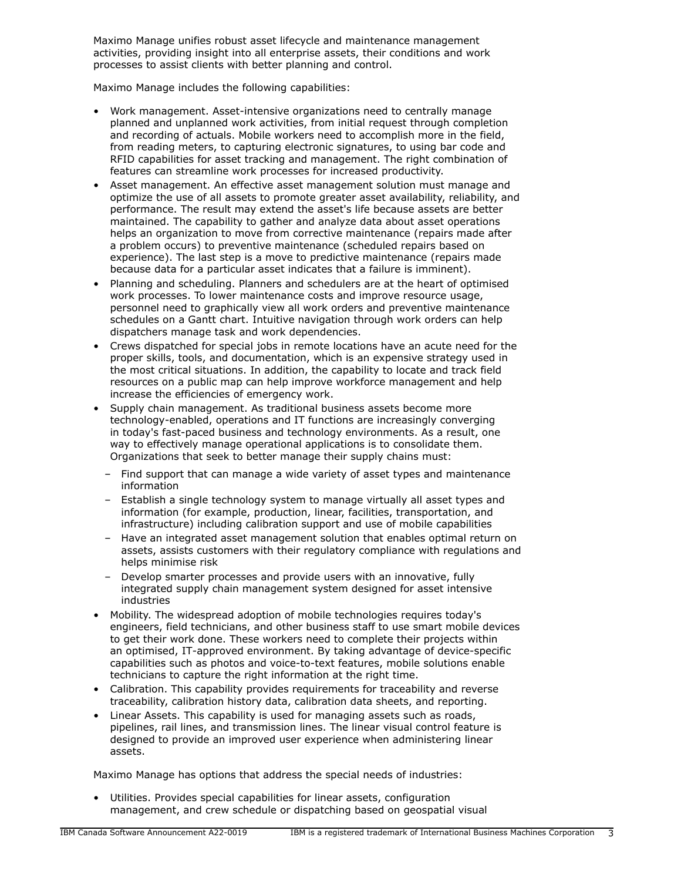Maximo Manage unifies robust asset lifecycle and maintenance management activities, providing insight into all enterprise assets, their conditions and work processes to assist clients with better planning and control.

Maximo Manage includes the following capabilities:

- Work management. Asset-intensive organizations need to centrally manage planned and unplanned work activities, from initial request through completion and recording of actuals. Mobile workers need to accomplish more in the field, from reading meters, to capturing electronic signatures, to using bar code and RFID capabilities for asset tracking and management. The right combination of features can streamline work processes for increased productivity.
- Asset management. An effective asset management solution must manage and optimize the use of all assets to promote greater asset availability, reliability, and performance. The result may extend the asset's life because assets are better maintained. The capability to gather and analyze data about asset operations helps an organization to move from corrective maintenance (repairs made after a problem occurs) to preventive maintenance (scheduled repairs based on experience). The last step is a move to predictive maintenance (repairs made because data for a particular asset indicates that a failure is imminent).
- Planning and scheduling. Planners and schedulers are at the heart of optimised work processes. To lower maintenance costs and improve resource usage, personnel need to graphically view all work orders and preventive maintenance schedules on a Gantt chart. Intuitive navigation through work orders can help dispatchers manage task and work dependencies.
- Crews dispatched for special jobs in remote locations have an acute need for the proper skills, tools, and documentation, which is an expensive strategy used in the most critical situations. In addition, the capability to locate and track field resources on a public map can help improve workforce management and help increase the efficiencies of emergency work.
- Supply chain management. As traditional business assets become more technology-enabled, operations and IT functions are increasingly converging in today's fast-paced business and technology environments. As a result, one way to effectively manage operational applications is to consolidate them. Organizations that seek to better manage their supply chains must:
  - Find support that can manage a wide variety of asset types and maintenance information
  - Establish a single technology system to manage virtually all asset types and information (for example, production, linear, facilities, transportation, and infrastructure) including calibration support and use of mobile capabilities
  - Have an integrated asset management solution that enables optimal return on assets, assists customers with their regulatory compliance with regulations and helps minimise risk
  - Develop smarter processes and provide users with an innovative, fully integrated supply chain management system designed for asset intensive industries
- Mobility. The widespread adoption of mobile technologies requires today's engineers, field technicians, and other business staff to use smart mobile devices to get their work done. These workers need to complete their projects within an optimised, IT-approved environment. By taking advantage of device-specific capabilities such as photos and voice-to-text features, mobile solutions enable technicians to capture the right information at the right time.
- Calibration. This capability provides requirements for traceability and reverse traceability, calibration history data, calibration data sheets, and reporting.
- Linear Assets. This capability is used for managing assets such as roads, pipelines, rail lines, and transmission lines. The linear visual control feature is designed to provide an improved user experience when administering linear assets.

Maximo Manage has options that address the special needs of industries:

- Utilities. Provides special capabilities for linear assets, configuration management, and crew schedule or dispatching based on geospatial visual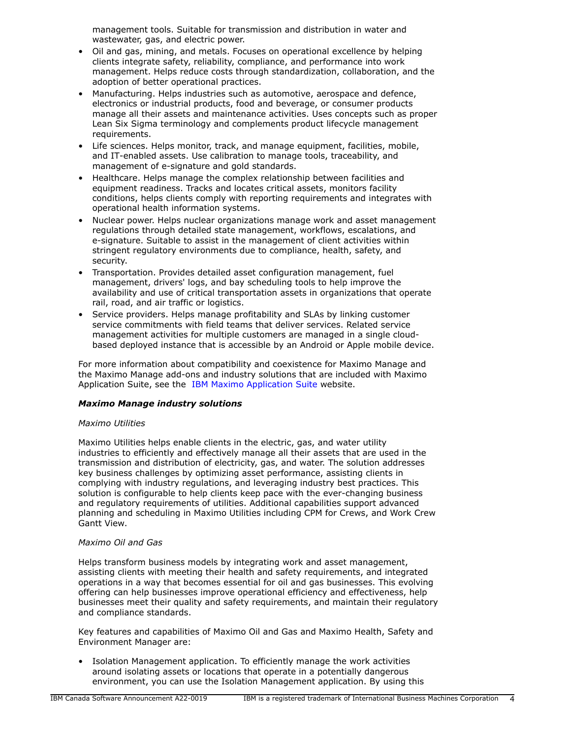management tools. Suitable for transmission and distribution in water and wastewater, gas, and electric power.

- Oil and gas, mining, and metals. Focuses on operational excellence by helping clients integrate safety, reliability, compliance, and performance into work management. Helps reduce costs through standardization, collaboration, and the adoption of better operational practices.
- Manufacturing. Helps industries such as automotive, aerospace and defence, electronics or industrial products, food and beverage, or consumer products manage all their assets and maintenance activities. Uses concepts such as proper Lean Six Sigma terminology and complements product lifecycle management requirements.
- Life sciences. Helps monitor, track, and manage equipment, facilities, mobile, and IT-enabled assets. Use calibration to manage tools, traceability, and management of e-signature and gold standards.
- Healthcare. Helps manage the complex relationship between facilities and equipment readiness. Tracks and locates critical assets, monitors facility conditions, helps clients comply with reporting requirements and integrates with operational health information systems.
- Nuclear power. Helps nuclear organizations manage work and asset management regulations through detailed state management, workflows, escalations, and e-signature. Suitable to assist in the management of client activities within stringent regulatory environments due to compliance, health, safety, and security.
- Transportation. Provides detailed asset configuration management, fuel management, drivers' logs, and bay scheduling tools to help improve the availability and use of critical transportation assets in organizations that operate rail, road, and air traffic or logistics.
- Service providers. Helps manage profitability and SLAs by linking customer service commitments with field teams that deliver services. Related service management activities for multiple customers are managed in a single cloud-based deployed instance that is accessible by an Android or Apple mobile device.

For more information about compatibility and coexistence for Maximo Manage and the Maximo Manage add-ons and industry solutions that are included with Maximo Application Suite, see the IBM Maximo Application Suite website.

***Maximo Manage industry solutions***

*Maximo Utilities*

Maximo Utilities helps enable clients in the electric, gas, and water utility industries to efficiently and effectively manage all their assets that are used in the transmission and distribution of electricity, gas, and water. The solution addresses key business challenges by optimizing asset performance, assisting clients in complying with industry regulations, and leveraging industry best practices. This solution is configurable to help clients keep pace with the ever-changing business and regulatory requirements of utilities. Additional capabilities support advanced planning and scheduling in Maximo Utilities including CPM for Crews, and Work Crew Gantt View.

*Maximo Oil and Gas*

Helps transform business models by integrating work and asset management, assisting clients with meeting their health and safety requirements, and integrated operations in a way that becomes essential for oil and gas businesses. This evolving offering can help businesses improve operational efficiency and effectiveness, help businesses meet their quality and safety requirements, and maintain their regulatory and compliance standards.

Key features and capabilities of Maximo Oil and Gas and Maximo Health, Safety and Environment Manager are:

- Isolation Management application. To efficiently manage the work activities around isolating assets or locations that operate in a potentially dangerous environment, you can use the Isolation Management application. By using this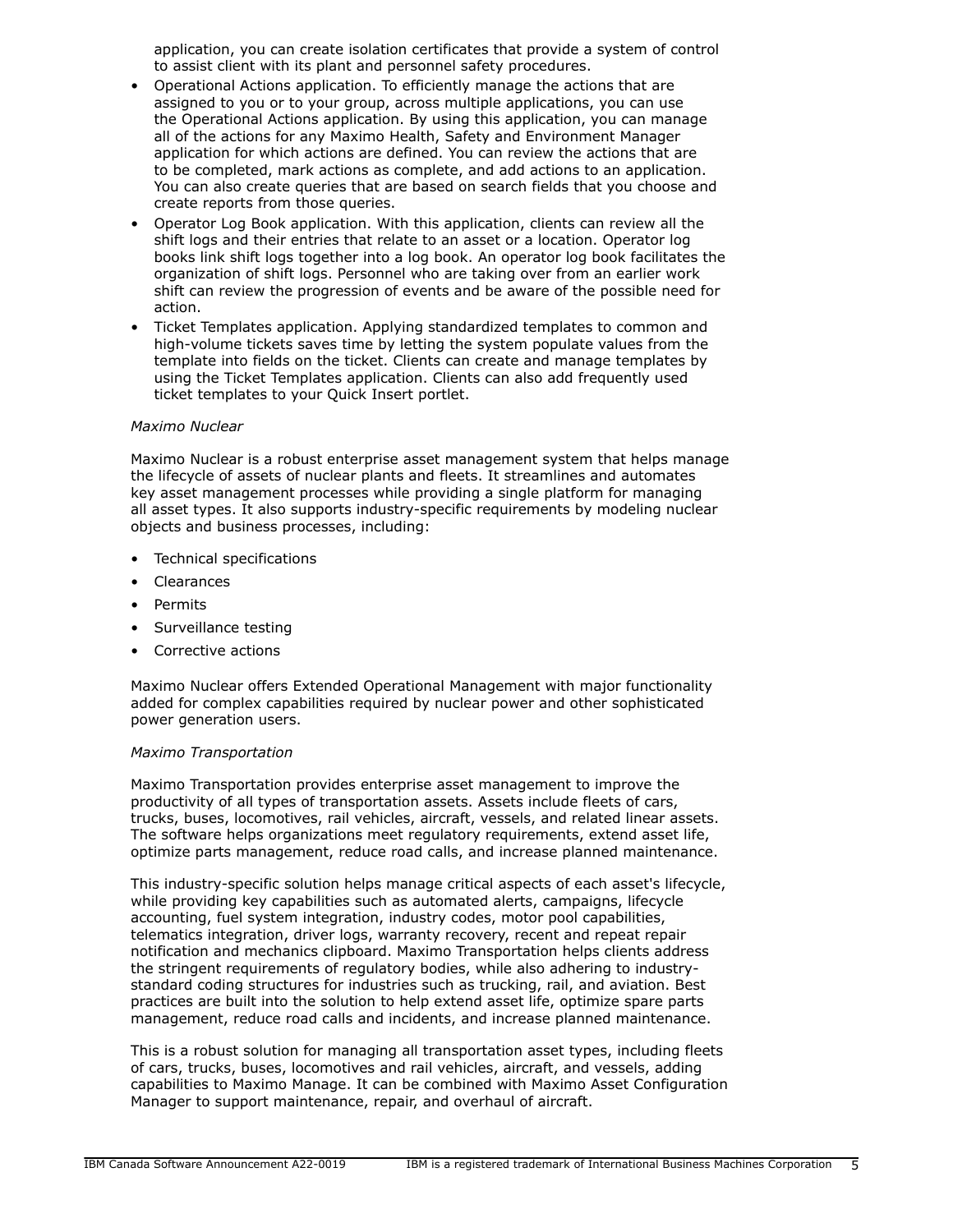application, you can create isolation certificates that provide a system of control to assist client with its plant and personnel safety procedures.

- Operational Actions application. To efficiently manage the actions that are assigned to you or to your group, across multiple applications, you can use the Operational Actions application. By using this application, you can manage all of the actions for any Maximo Health, Safety and Environment Manager application for which actions are defined. You can review the actions that are to be completed, mark actions as complete, and add actions to an application. You can also create queries that are based on search fields that you choose and create reports from those queries.
- Operator Log Book application. With this application, clients can review all the shift logs and their entries that relate to an asset or a location. Operator log books link shift logs together into a log book. An operator log book facilitates the organization of shift logs. Personnel who are taking over from an earlier work shift can review the progression of events and be aware of the possible need for action.
- Ticket Templates application. Applying standardized templates to common and high-volume tickets saves time by letting the system populate values from the template into fields on the ticket. Clients can create and manage templates by using the Ticket Templates application. Clients can also add frequently used ticket templates to your Quick Insert portlet.

*Maximo Nuclear*

Maximo Nuclear is a robust enterprise asset management system that helps manage the lifecycle of assets of nuclear plants and fleets. It streamlines and automates key asset management processes while providing a single platform for managing all asset types. It also supports industry-specific requirements by modeling nuclear objects and business processes, including:

- Technical specifications
- Clearances
- Permits
- Surveillance testing
- Corrective actions

Maximo Nuclear offers Extended Operational Management with major functionality added for complex capabilities required by nuclear power and other sophisticated power generation users.

*Maximo Transportation*

Maximo Transportation provides enterprise asset management to improve the productivity of all types of transportation assets. Assets include fleets of cars, trucks, buses, locomotives, rail vehicles, aircraft, vessels, and related linear assets. The software helps organizations meet regulatory requirements, extend asset life, optimize parts management, reduce road calls, and increase planned maintenance.

This industry-specific solution helps manage critical aspects of each asset's lifecycle, while providing key capabilities such as automated alerts, campaigns, lifecycle accounting, fuel system integration, industry codes, motor pool capabilities, telematics integration, driver logs, warranty recovery, recent and repeat repair notification and mechanics clipboard. Maximo Transportation helps clients address the stringent requirements of regulatory bodies, while also adhering to industry-standard coding structures for industries such as trucking, rail, and aviation. Best practices are built into the solution to help extend asset life, optimize spare parts management, reduce road calls and incidents, and increase planned maintenance.

This is a robust solution for managing all transportation asset types, including fleets of cars, trucks, buses, locomotives and rail vehicles, aircraft, and vessels, adding capabilities to Maximo Manage. It can be combined with Maximo Asset Configuration Manager to support maintenance, repair, and overhaul of aircraft.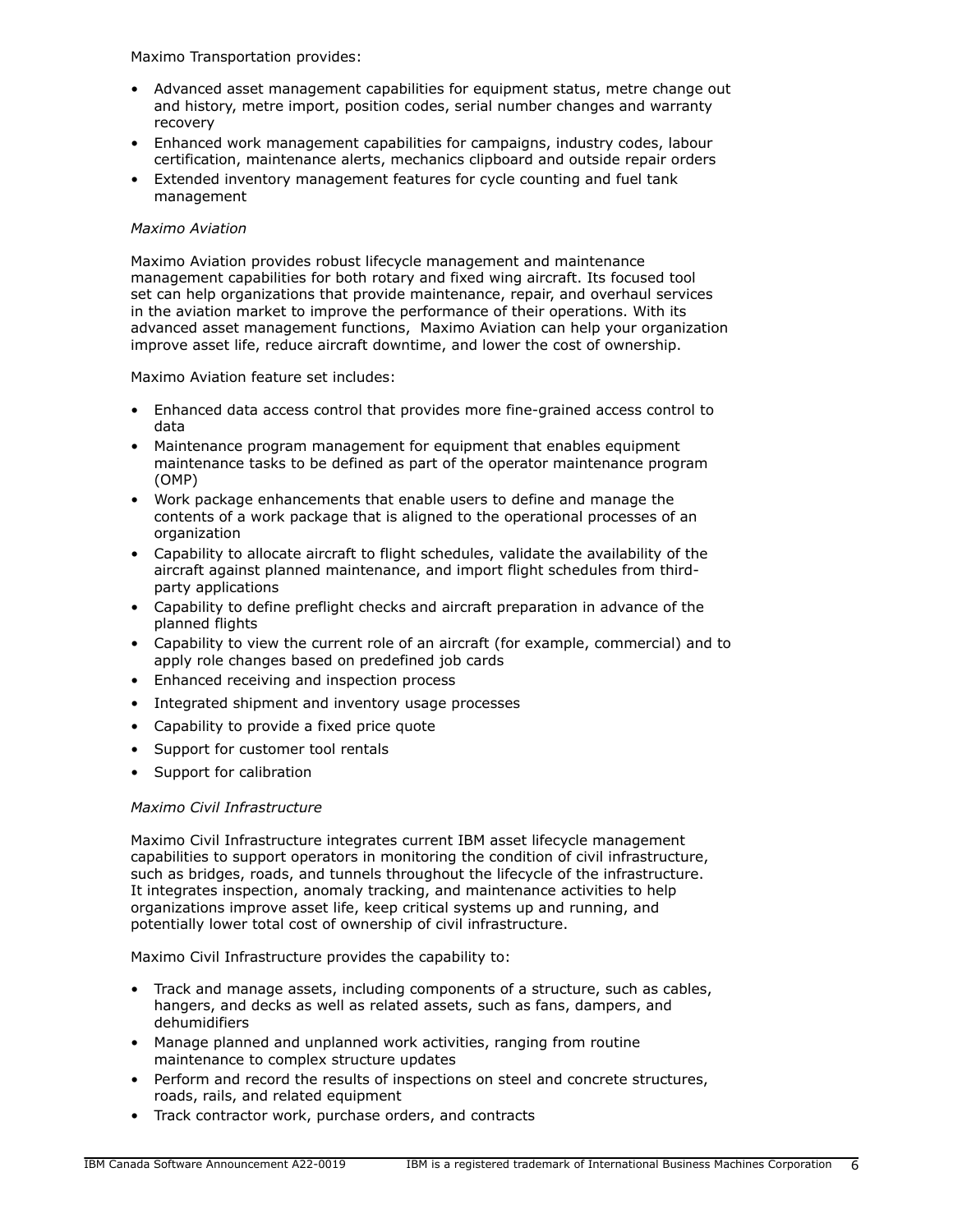Maximo Transportation provides:

- Advanced asset management capabilities for equipment status, metre change out and history, metre import, position codes, serial number changes and warranty recovery
- Enhanced work management capabilities for campaigns, industry codes, labour certification, maintenance alerts, mechanics clipboard and outside repair orders
- Extended inventory management features for cycle counting and fuel tank management

*Maximo Aviation*

Maximo Aviation provides robust lifecycle management and maintenance management capabilities for both rotary and fixed wing aircraft. Its focused tool set can help organizations that provide maintenance, repair, and overhaul services in the aviation market to improve the performance of their operations. With its advanced asset management functions, Maximo Aviation can help your organization improve asset life, reduce aircraft downtime, and lower the cost of ownership.

Maximo Aviation feature set includes:

- Enhanced data access control that provides more fine-grained access control to data
- Maintenance program management for equipment that enables equipment maintenance tasks to be defined as part of the operator maintenance program (OMP)
- Work package enhancements that enable users to define and manage the contents of a work package that is aligned to the operational processes of an organization
- Capability to allocate aircraft to flight schedules, validate the availability of the aircraft against planned maintenance, and import flight schedules from third-party applications
- Capability to define preflight checks and aircraft preparation in advance of the planned flights
- Capability to view the current role of an aircraft (for example, commercial) and to apply role changes based on predefined job cards
- Enhanced receiving and inspection process
- Integrated shipment and inventory usage processes
- Capability to provide a fixed price quote
- Support for customer tool rentals
- Support for calibration

*Maximo Civil Infrastructure*

Maximo Civil Infrastructure integrates current IBM asset lifecycle management capabilities to support operators in monitoring the condition of civil infrastructure, such as bridges, roads, and tunnels throughout the lifecycle of the infrastructure. It integrates inspection, anomaly tracking, and maintenance activities to help organizations improve asset life, keep critical systems up and running, and potentially lower total cost of ownership of civil infrastructure.

Maximo Civil Infrastructure provides the capability to:

- Track and manage assets, including components of a structure, such as cables, hangers, and decks as well as related assets, such as fans, dampers, and dehumidifiers
- Manage planned and unplanned work activities, ranging from routine maintenance to complex structure updates
- Perform and record the results of inspections on steel and concrete structures, roads, rails, and related equipment
- Track contractor work, purchase orders, and contracts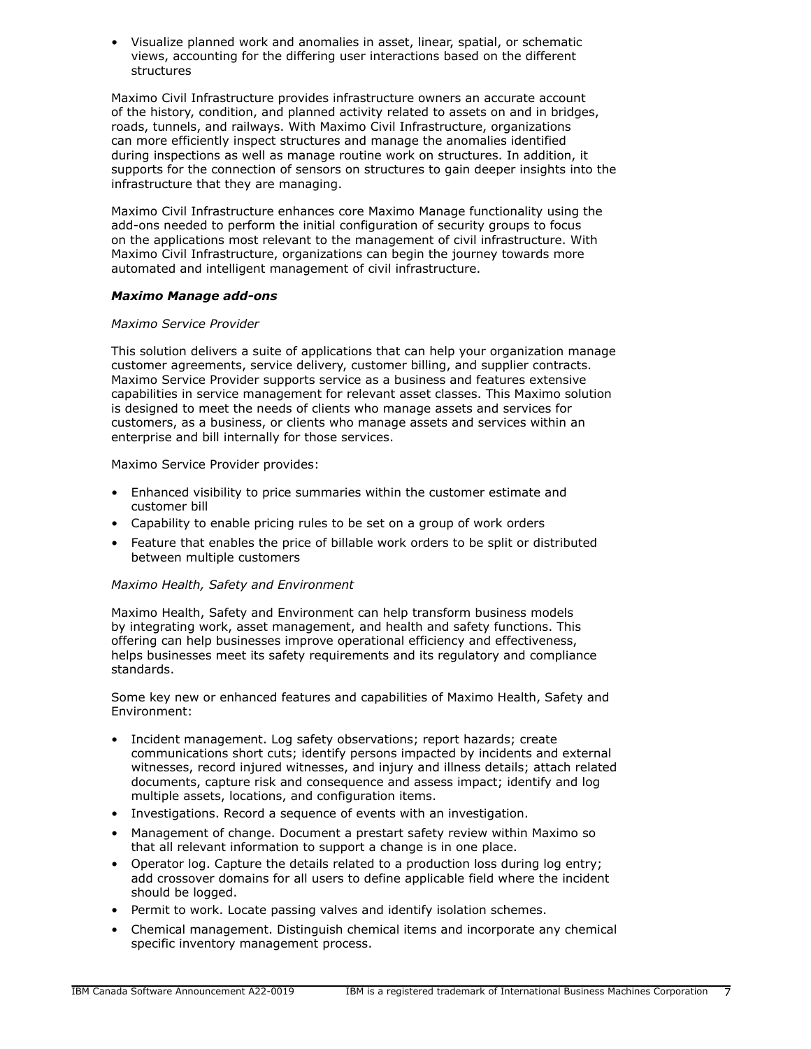- Visualize planned work and anomalies in asset, linear, spatial, or schematic views, accounting for the differing user interactions based on the different structures

Maximo Civil Infrastructure provides infrastructure owners an accurate account of the history, condition, and planned activity related to assets on and in bridges, roads, tunnels, and railways. With Maximo Civil Infrastructure, organizations can more efficiently inspect structures and manage the anomalies identified during inspections as well as manage routine work on structures. In addition, it supports for the connection of sensors on structures to gain deeper insights into the infrastructure that they are managing.

Maximo Civil Infrastructure enhances core Maximo Manage functionality using the add-ons needed to perform the initial configuration of security groups to focus on the applications most relevant to the management of civil infrastructure. With Maximo Civil Infrastructure, organizations can begin the journey towards more automated and intelligent management of civil infrastructure.

***Maximo Manage add-ons***

*Maximo Service Provider*

This solution delivers a suite of applications that can help your organization manage customer agreements, service delivery, customer billing, and supplier contracts. Maximo Service Provider supports service as a business and features extensive capabilities in service management for relevant asset classes. This Maximo solution is designed to meet the needs of clients who manage assets and services for customers, as a business, or clients who manage assets and services within an enterprise and bill internally for those services.

Maximo Service Provider provides:

- Enhanced visibility to price summaries within the customer estimate and customer bill
- Capability to enable pricing rules to be set on a group of work orders
- Feature that enables the price of billable work orders to be split or distributed between multiple customers

*Maximo Health, Safety and Environment*

Maximo Health, Safety and Environment can help transform business models by integrating work, asset management, and health and safety functions. This offering can help businesses improve operational efficiency and effectiveness, helps businesses meet its safety requirements and its regulatory and compliance standards.

Some key new or enhanced features and capabilities of Maximo Health, Safety and Environment:

- Incident management. Log safety observations; report hazards; create communications short cuts; identify persons impacted by incidents and external witnesses, record injured witnesses, and injury and illness details; attach related documents, capture risk and consequence and assess impact; identify and log multiple assets, locations, and configuration items.
- Investigations. Record a sequence of events with an investigation.
- Management of change. Document a prestart safety review within Maximo so that all relevant information to support a change is in one place.
- Operator log. Capture the details related to a production loss during log entry; add crossover domains for all users to define applicable field where the incident should be logged.
- Permit to work. Locate passing valves and identify isolation schemes.
- Chemical management. Distinguish chemical items and incorporate any chemical specific inventory management process.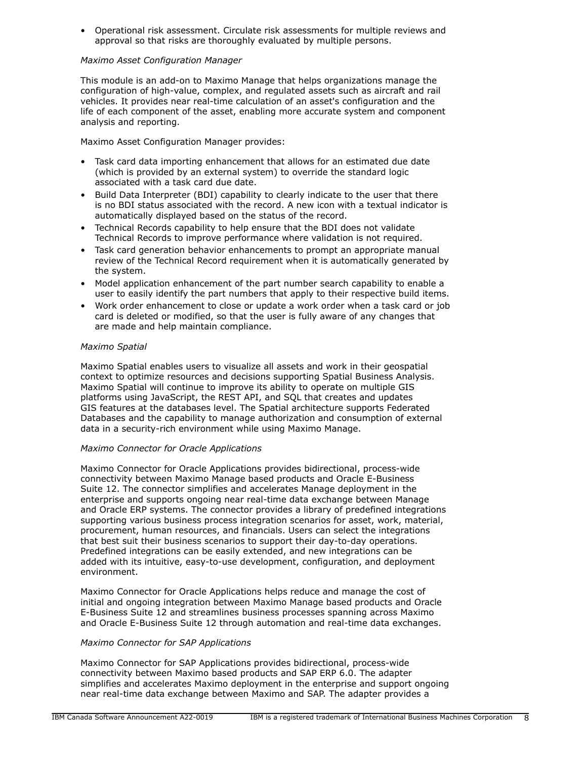- Operational risk assessment. Circulate risk assessments for multiple reviews and approval so that risks are thoroughly evaluated by multiple persons.

*Maximo Asset Configuration Manager*

This module is an add-on to Maximo Manage that helps organizations manage the configuration of high-value, complex, and regulated assets such as aircraft and rail vehicles. It provides near real-time calculation of an asset's configuration and the life of each component of the asset, enabling more accurate system and component analysis and reporting.

Maximo Asset Configuration Manager provides:

- Task card data importing enhancement that allows for an estimated due date (which is provided by an external system) to override the standard logic associated with a task card due date.
- Build Data Interpreter (BDI) capability to clearly indicate to the user that there is no BDI status associated with the record. A new icon with a textual indicator is automatically displayed based on the status of the record.
- Technical Records capability to help ensure that the BDI does not validate Technical Records to improve performance where validation is not required.
- Task card generation behavior enhancements to prompt an appropriate manual review of the Technical Record requirement when it is automatically generated by the system.
- Model application enhancement of the part number search capability to enable a user to easily identify the part numbers that apply to their respective build items.
- Work order enhancement to close or update a work order when a task card or job card is deleted or modified, so that the user is fully aware of any changes that are made and help maintain compliance.

*Maximo Spatial*

Maximo Spatial enables users to visualize all assets and work in their geospatial context to optimize resources and decisions supporting Spatial Business Analysis. Maximo Spatial will continue to improve its ability to operate on multiple GIS platforms using JavaScript, the REST API, and SQL that creates and updates GIS features at the databases level. The Spatial architecture supports Federated Databases and the capability to manage authorization and consumption of external data in a security-rich environment while using Maximo Manage.

*Maximo Connector for Oracle Applications*

Maximo Connector for Oracle Applications provides bidirectional, process-wide connectivity between Maximo Manage based products and Oracle E-Business Suite 12. The connector simplifies and accelerates Manage deployment in the enterprise and supports ongoing near real-time data exchange between Manage and Oracle ERP systems. The connector provides a library of predefined integrations supporting various business process integration scenarios for asset, work, material, procurement, human resources, and financials. Users can select the integrations that best suit their business scenarios to support their day-to-day operations. Predefined integrations can be easily extended, and new integrations can be added with its intuitive, easy-to-use development, configuration, and deployment environment.

Maximo Connector for Oracle Applications helps reduce and manage the cost of initial and ongoing integration between Maximo Manage based products and Oracle E-Business Suite 12 and streamlines business processes spanning across Maximo and Oracle E-Business Suite 12 through automation and real-time data exchanges.

*Maximo Connector for SAP Applications*

Maximo Connector for SAP Applications provides bidirectional, process-wide connectivity between Maximo based products and SAP ERP 6.0. The adapter simplifies and accelerates Maximo deployment in the enterprise and support ongoing near real-time data exchange between Maximo and SAP. The adapter provides a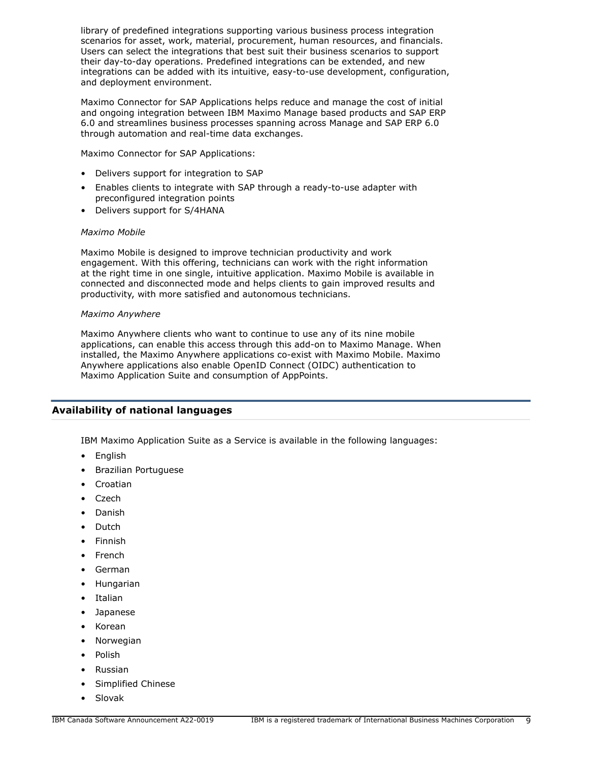library of predefined integrations supporting various business process integration scenarios for asset, work, material, procurement, human resources, and financials. Users can select the integrations that best suit their business scenarios to support their day-to-day operations. Predefined integrations can be extended, and new integrations can be added with its intuitive, easy-to-use development, configuration, and deployment environment.

Maximo Connector for SAP Applications helps reduce and manage the cost of initial and ongoing integration between IBM Maximo Manage based products and SAP ERP 6.0 and streamlines business processes spanning across Manage and SAP ERP 6.0 through automation and real-time data exchanges.

Maximo Connector for SAP Applications:

- Delivers support for integration to SAP
- Enables clients to integrate with SAP through a ready-to-use adapter with preconfigured integration points
- Delivers support for S/4HANA

*Maximo Mobile*

Maximo Mobile is designed to improve technician productivity and work engagement. With this offering, technicians can work with the right information at the right time in one single, intuitive application. Maximo Mobile is available in connected and disconnected mode and helps clients to gain improved results and productivity, with more satisfied and autonomous technicians.

*Maximo Anywhere*

Maximo Anywhere clients who want to continue to use any of its nine mobile applications, can enable this access through this add-on to Maximo Manage. When installed, the Maximo Anywhere applications co-exist with Maximo Mobile. Maximo Anywhere applications also enable OpenID Connect (OIDC) authentication to Maximo Application Suite and consumption of AppPoints.

## Availability of national languages

IBM Maximo Application Suite as a Service is available in the following languages:

- English
- Brazilian Portuguese
- Croatian
- Czech
- Danish
- Dutch
- Finnish
- French
- German
- Hungarian
- Italian
- Japanese
- Korean
- Norwegian
- Polish
- Russian
- Simplified Chinese
- Slovak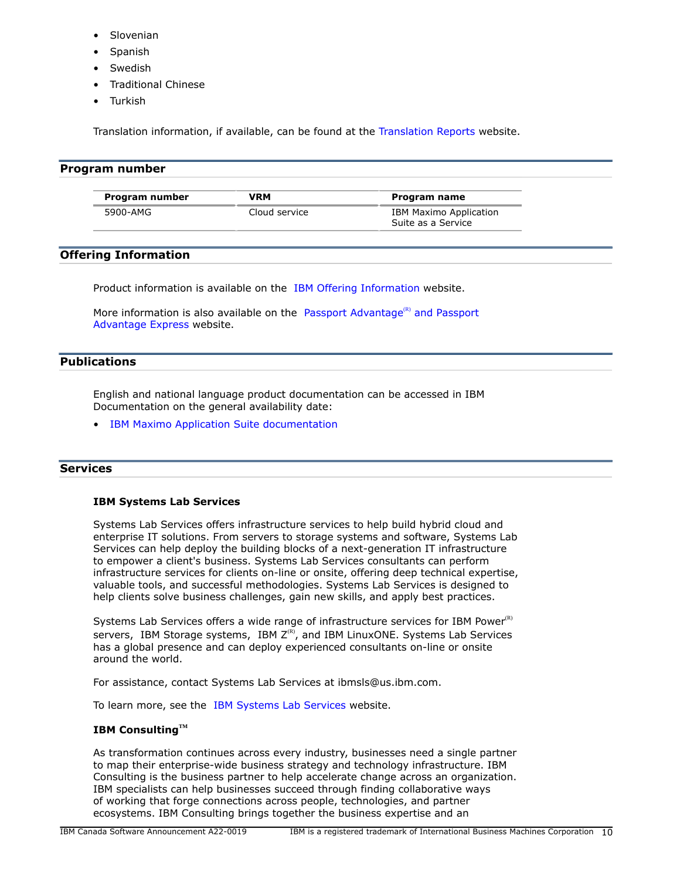- Slovenian
- Spanish
- Swedish
- Traditional Chinese
- Turkish

Translation information, if available, can be found at the Translation Reports website.

## Program number

| Program number | VRM | Program name |
| --- | --- | --- |
| 5900-AMG | Cloud service | IBM Maximo Application Suite as a Service |

## Offering Information

Product information is available on the IBM Offering Information website.

More information is also available on the Passport Advantage(R) and Passport Advantage Express website.

## Publications

English and national language product documentation can be accessed in IBM Documentation on the general availability date:

- IBM Maximo Application Suite documentation

## Services

**IBM Systems Lab Services**

Systems Lab Services offers infrastructure services to help build hybrid cloud and enterprise IT solutions. From servers to storage systems and software, Systems Lab Services can help deploy the building blocks of a next-generation IT infrastructure to empower a client's business. Systems Lab Services consultants can perform infrastructure services for clients on-line or onsite, offering deep technical expertise, valuable tools, and successful methodologies. Systems Lab Services is designed to help clients solve business challenges, gain new skills, and apply best practices.

Systems Lab Services offers a wide range of infrastructure services for IBM Power(R) servers, IBM Storage systems, IBM Z(R), and IBM LinuxONE. Systems Lab Services has a global presence and can deploy experienced consultants on-line or onsite around the world.

For assistance, contact Systems Lab Services at ibmsls@us.ibm.com.

To learn more, see the IBM Systems Lab Services website.

**IBM Consulting™**

As transformation continues across every industry, businesses need a single partner to map their enterprise-wide business strategy and technology infrastructure. IBM Consulting is the business partner to help accelerate change across an organization. IBM specialists can help businesses succeed through finding collaborative ways of working that forge connections across people, technologies, and partner ecosystems. IBM Consulting brings together the business expertise and an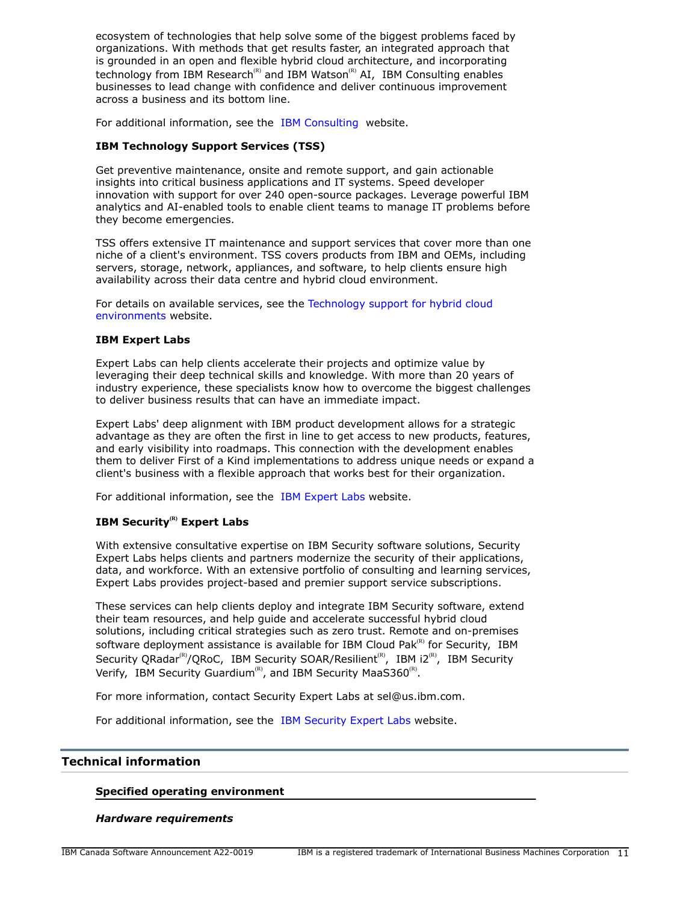ecosystem of technologies that help solve some of the biggest problems faced by organizations. With methods that get results faster, an integrated approach that is grounded in an open and flexible hybrid cloud architecture, and incorporating technology from IBM Research(R) and IBM Watson(R) AI, IBM Consulting enables businesses to lead change with confidence and deliver continuous improvement across a business and its bottom line.

For additional information, see the IBM Consulting website.

**IBM Technology Support Services (TSS)**

Get preventive maintenance, onsite and remote support, and gain actionable insights into critical business applications and IT systems. Speed developer innovation with support for over 240 open-source packages. Leverage powerful IBM analytics and AI-enabled tools to enable client teams to manage IT problems before they become emergencies.

TSS offers extensive IT maintenance and support services that cover more than one niche of a client's environment. TSS covers products from IBM and OEMs, including servers, storage, network, appliances, and software, to help clients ensure high availability across their data centre and hybrid cloud environment.

For details on available services, see the Technology support for hybrid cloud environments website.

**IBM Expert Labs**

Expert Labs can help clients accelerate their projects and optimize value by leveraging their deep technical skills and knowledge. With more than 20 years of industry experience, these specialists know how to overcome the biggest challenges to deliver business results that can have an immediate impact.

Expert Labs' deep alignment with IBM product development allows for a strategic advantage as they are often the first in line to get access to new products, features, and early visibility into roadmaps. This connection with the development enables them to deliver First of a Kind implementations to address unique needs or expand a client's business with a flexible approach that works best for their organization.

For additional information, see the IBM Expert Labs website.

**IBM Security(R) Expert Labs**

With extensive consultative expertise on IBM Security software solutions, Security Expert Labs helps clients and partners modernize the security of their applications, data, and workforce. With an extensive portfolio of consulting and learning services, Expert Labs provides project-based and premier support service subscriptions.

These services can help clients deploy and integrate IBM Security software, extend their team resources, and help guide and accelerate successful hybrid cloud solutions, including critical strategies such as zero trust. Remote and on-premises software deployment assistance is available for IBM Cloud Pak(R) for Security, IBM Security QRadar(R)/QRoC, IBM Security SOAR/Resilient(R), IBM i2(R), IBM Security Verify, IBM Security Guardium(R), and IBM Security MaaS360(R).

For more information, contact Security Expert Labs at sel@us.ibm.com.

For additional information, see the IBM Security Expert Labs website.

## Technical information

### Specified operating environment

***Hardware requirements***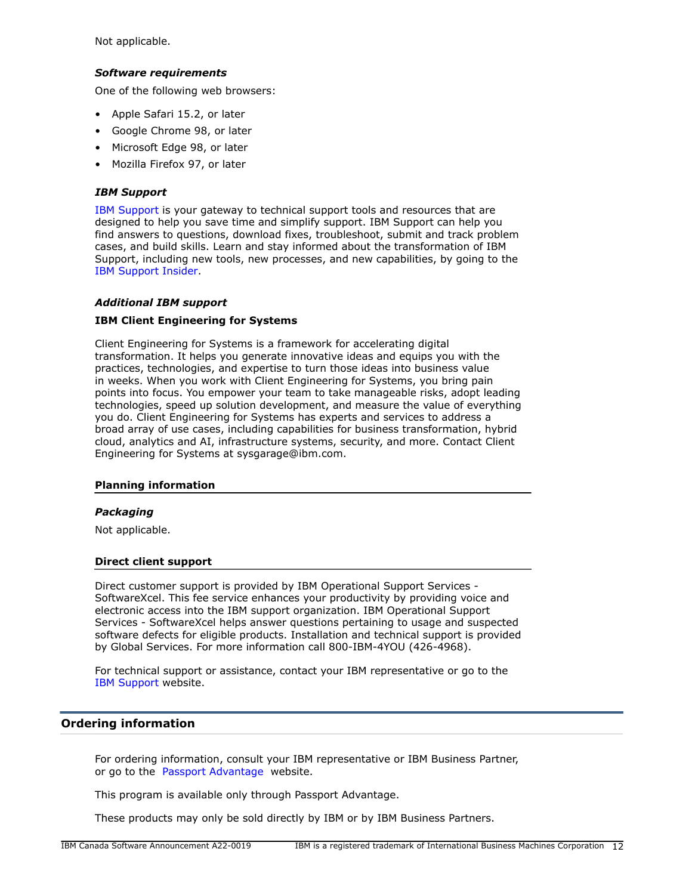Not applicable.

### *Software requirements*

One of the following web browsers:

- Apple Safari 15.2, or later
- Google Chrome 98, or later
- Microsoft Edge 98, or later
- Mozilla Firefox 97, or later

### *IBM Support*

IBM Support is your gateway to technical support tools and resources that are designed to help you save time and simplify support. IBM Support can help you find answers to questions, download fixes, troubleshoot, submit and track problem cases, and build skills. Learn and stay informed about the transformation of IBM Support, including new tools, new processes, and new capabilities, by going to the IBM Support Insider.

### *Additional IBM support*

**IBM Client Engineering for Systems**

Client Engineering for Systems is a framework for accelerating digital transformation. It helps you generate innovative ideas and equips you with the practices, technologies, and expertise to turn those ideas into business value in weeks. When you work with Client Engineering for Systems, you bring pain points into focus. You empower your team to take manageable risks, adopt leading technologies, speed up solution development, and measure the value of everything you do. Client Engineering for Systems has experts and services to address a broad array of use cases, including capabilities for business transformation, hybrid cloud, analytics and AI, infrastructure systems, security, and more. Contact Client Engineering for Systems at sysgarage@ibm.com.

## Planning information

### *Packaging*

Not applicable.

## Direct client support

Direct customer support is provided by IBM Operational Support Services - SoftwareXcel. This fee service enhances your productivity by providing voice and electronic access into the IBM support organization. IBM Operational Support Services - SoftwareXcel helps answer questions pertaining to usage and suspected software defects for eligible products. Installation and technical support is provided by Global Services. For more information call 800-IBM-4YOU (426-4968).

For technical support or assistance, contact your IBM representative or go to the IBM Support website.

# Ordering information

For ordering information, consult your IBM representative or IBM Business Partner, or go to the Passport Advantage website.

This program is available only through Passport Advantage.

These products may only be sold directly by IBM or by IBM Business Partners.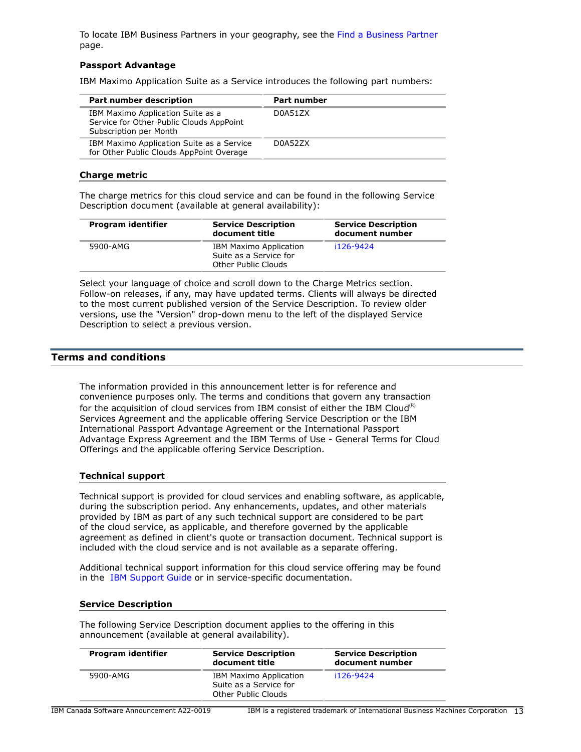To locate IBM Business Partners in your geography, see the Find a Business Partner page.

### Passport Advantage

IBM Maximo Application Suite as a Service introduces the following part numbers:

| Part number description | Part number |
|---|---|
| IBM Maximo Application Suite as a Service for Other Public Clouds AppPoint Subscription per Month | D0A51ZX |
| IBM Maximo Application Suite as a Service for Other Public Clouds AppPoint Overage | D0A52ZX |

### Charge metric

The charge metrics for this cloud service and can be found in the following Service Description document (available at general availability):

| Program identifier | Service Description document title | Service Description document number |
|---|---|---|
| 5900-AMG | IBM Maximo Application Suite as a Service for Other Public Clouds | i126-9424 |

Select your language of choice and scroll down to the Charge Metrics section. Follow-on releases, if any, may have updated terms. Clients will always be directed to the most current published version of the Service Description. To review older versions, use the "Version" drop-down menu to the left of the displayed Service Description to select a previous version.

## Terms and conditions

The information provided in this announcement letter is for reference and convenience purposes only. The terms and conditions that govern any transaction for the acquisition of cloud services from IBM consist of either the IBM Cloud(R) Services Agreement and the applicable offering Service Description or the IBM International Passport Advantage Agreement or the International Passport Advantage Express Agreement and the IBM Terms of Use - General Terms for Cloud Offerings and the applicable offering Service Description.

### Technical support

Technical support is provided for cloud services and enabling software, as applicable, during the subscription period. Any enhancements, updates, and other materials provided by IBM as part of any such technical support are considered to be part of the cloud service, as applicable, and therefore governed by the applicable agreement as defined in client's quote or transaction document. Technical support is included with the cloud service and is not available as a separate offering.

Additional technical support information for this cloud service offering may be found in the IBM Support Guide or in service-specific documentation.

### Service Description

The following Service Description document applies to the offering in this announcement (available at general availability).

| Program identifier | Service Description document title | Service Description document number |
|---|---|---|
| 5900-AMG | IBM Maximo Application Suite as a Service for Other Public Clouds | i126-9424 |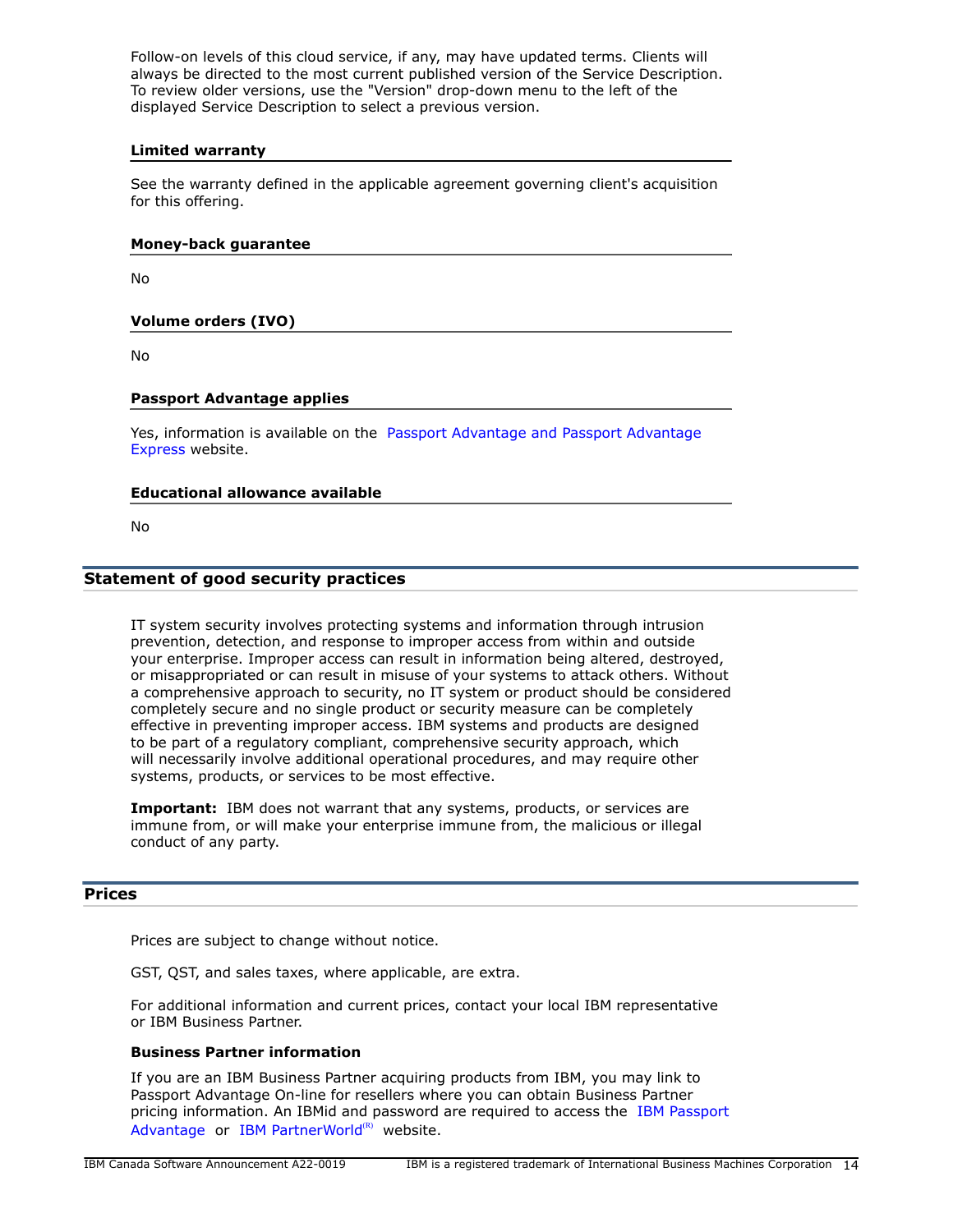Follow-on levels of this cloud service, if any, may have updated terms. Clients will always be directed to the most current published version of the Service Description. To review older versions, use the "Version" drop-down menu to the left of the displayed Service Description to select a previous version.

### Limited warranty

See the warranty defined in the applicable agreement governing client's acquisition for this offering.

### Money-back guarantee

No

### Volume orders (IVO)

No

### Passport Advantage applies

Yes, information is available on the Passport Advantage and Passport Advantage Express website.

### Educational allowance available

No

## Statement of good security practices

IT system security involves protecting systems and information through intrusion prevention, detection, and response to improper access from within and outside your enterprise. Improper access can result in information being altered, destroyed, or misappropriated or can result in misuse of your systems to attack others. Without a comprehensive approach to security, no IT system or product should be considered completely secure and no single product or security measure can be completely effective in preventing improper access. IBM systems and products are designed to be part of a regulatory compliant, comprehensive security approach, which will necessarily involve additional operational procedures, and may require other systems, products, or services to be most effective.

**Important:** IBM does not warrant that any systems, products, or services are immune from, or will make your enterprise immune from, the malicious or illegal conduct of any party.

## Prices

Prices are subject to change without notice.

GST, QST, and sales taxes, where applicable, are extra.

For additional information and current prices, contact your local IBM representative or IBM Business Partner.

### Business Partner information

If you are an IBM Business Partner acquiring products from IBM, you may link to Passport Advantage On-line for resellers where you can obtain Business Partner pricing information. An IBMid and password are required to access the IBM Passport Advantage or IBM PartnerWorld(R) website.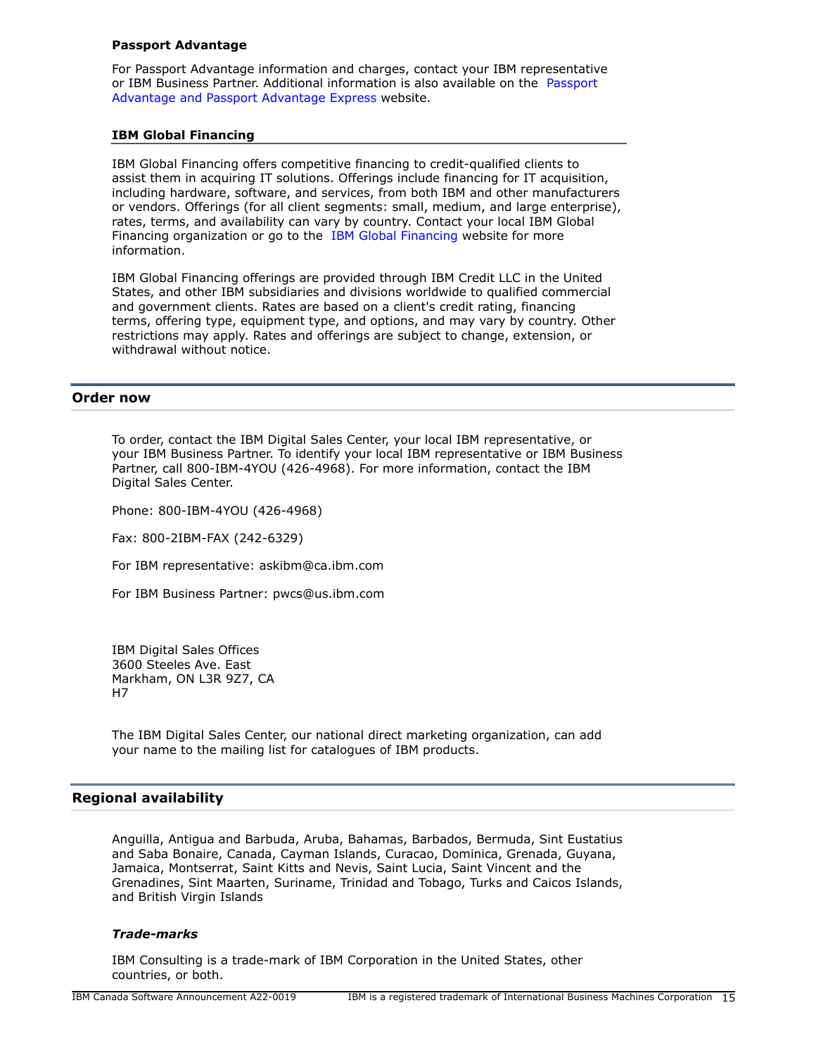### Passport Advantage

For Passport Advantage information and charges, contact your IBM representative or IBM Business Partner. Additional information is also available on the Passport Advantage and Passport Advantage Express website.

### IBM Global Financing

IBM Global Financing offers competitive financing to credit-qualified clients to assist them in acquiring IT solutions. Offerings include financing for IT acquisition, including hardware, software, and services, from both IBM and other manufacturers or vendors. Offerings (for all client segments: small, medium, and large enterprise), rates, terms, and availability can vary by country. Contact your local IBM Global Financing organization or go to the IBM Global Financing website for more information.

IBM Global Financing offerings are provided through IBM Credit LLC in the United States, and other IBM subsidiaries and divisions worldwide to qualified commercial and government clients. Rates are based on a client's credit rating, financing terms, offering type, equipment type, and options, and may vary by country. Other restrictions may apply. Rates and offerings are subject to change, extension, or withdrawal without notice.

## Order now

To order, contact the IBM Digital Sales Center, your local IBM representative, or your IBM Business Partner. To identify your local IBM representative or IBM Business Partner, call 800-IBM-4YOU (426-4968). For more information, contact the IBM Digital Sales Center.

Phone: 800-IBM-4YOU (426-4968)

Fax: 800-2IBM-FAX (242-6329)

For IBM representative: askibm@ca.ibm.com

For IBM Business Partner: pwcs@us.ibm.com

IBM Digital Sales Offices
3600 Steeles Ave. East
Markham, ON L3R 9Z7, CA
H7

The IBM Digital Sales Center, our national direct marketing organization, can add your name to the mailing list for catalogues of IBM products.

## Regional availability

Anguilla, Antigua and Barbuda, Aruba, Bahamas, Barbados, Bermuda, Sint Eustatius and Saba Bonaire, Canada, Cayman Islands, Curacao, Dominica, Grenada, Guyana, Jamaica, Montserrat, Saint Kitts and Nevis, Saint Lucia, Saint Vincent and the Grenadines, Sint Maarten, Suriname, Trinidad and Tobago, Turks and Caicos Islands, and British Virgin Islands

### *Trade-marks*

IBM Consulting is a trade-mark of IBM Corporation in the United States, other countries, or both.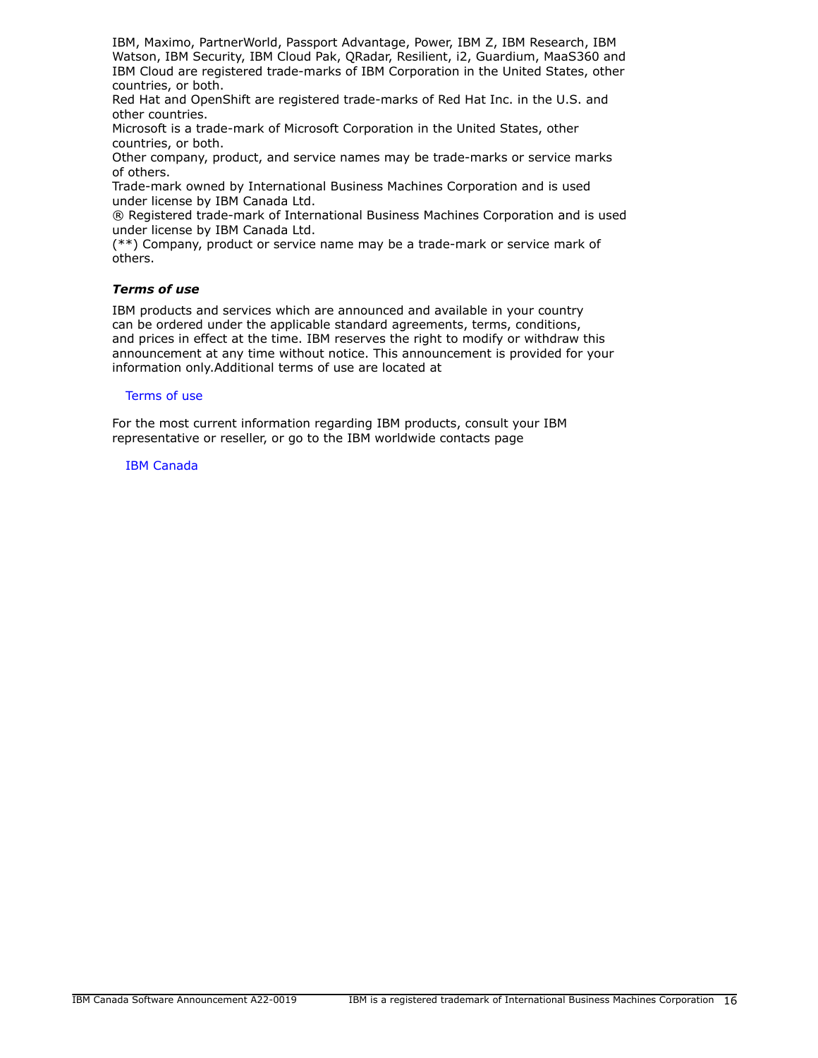IBM, Maximo, PartnerWorld, Passport Advantage, Power, IBM Z, IBM Research, IBM Watson, IBM Security, IBM Cloud Pak, QRadar, Resilient, i2, Guardium, MaaS360 and IBM Cloud are registered trade-marks of IBM Corporation in the United States, other countries, or both.
Red Hat and OpenShift are registered trade-marks of Red Hat Inc. in the U.S. and other countries.
Microsoft is a trade-mark of Microsoft Corporation in the United States, other countries, or both.
Other company, product, and service names may be trade-marks or service marks of others.
Trade-mark owned by International Business Machines Corporation and is used under license by IBM Canada Ltd.
® Registered trade-mark of International Business Machines Corporation and is used under license by IBM Canada Ltd.
(**) Company, product or service name may be a trade-mark or service mark of others.

***Terms of use***

IBM products and services which are announced and available in your country can be ordered under the applicable standard agreements, terms, conditions, and prices in effect at the time. IBM reserves the right to modify or withdraw this announcement at any time without notice. This announcement is provided for your information only.Additional terms of use are located at

Terms of use

For the most current information regarding IBM products, consult your IBM representative or reseller, or go to the IBM worldwide contacts page

IBM Canada